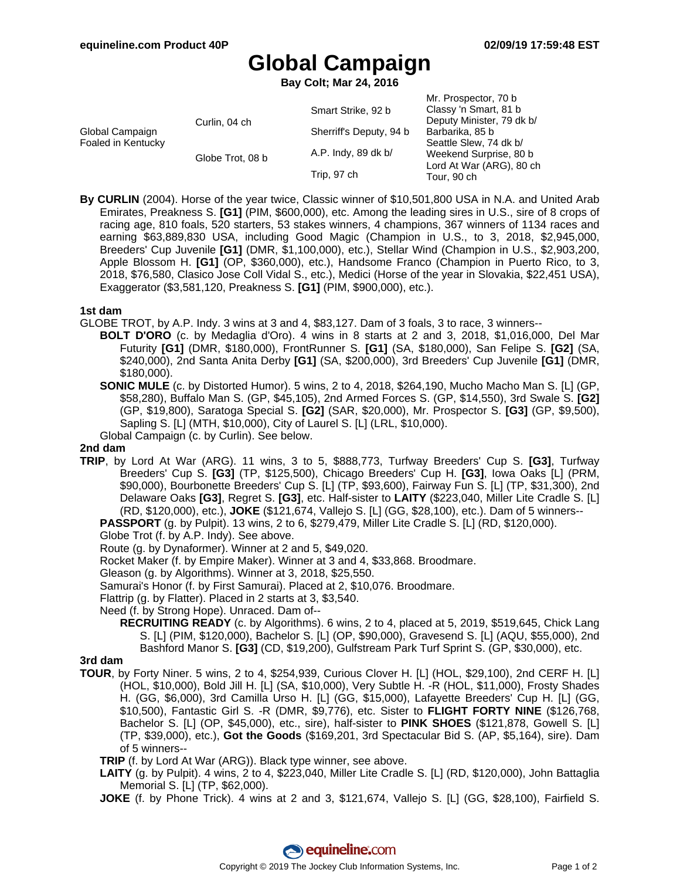# Global Campaign

**Bay Colt; Mar 24, 2016**

| | | | |
|---|---|---|---|
| Global Campaign Foaled in Kentucky | Curlin, 04 ch | Smart Strike, 92 b | Mr. Prospector, 70 b |
| | | | Classy 'n Smart, 81 b |
| | | Sherriff's Deputy, 94 b | Deputy Minister, 79 dk b/ |
| | | | Barbarika, 85 b |
| | Globe Trot, 08 b | A.P. Indy, 89 dk b/ | Seattle Slew, 74 dk b/ |
| | | | Weekend Surprise, 80 b |
| | | Trip, 97 ch | Lord At War (ARG), 80 ch |
| | | | Tour, 90 ch |

**By CURLIN** (2004). Horse of the year twice, Classic winner of $10,501,800 USA in N.A. and United Arab Emirates, Preakness S. **[G1]** (PIM, $600,000), etc. Among the leading sires in U.S., sire of 8 crops of racing age, 810 foals, 520 starters, 53 stakes winners, 4 champions, 367 winners of 1134 races and earning $63,889,830 USA, including Good Magic (Champion in U.S., to 3, 2018, $2,945,000, Breeders' Cup Juvenile **[G1]** (DMR, $1,100,000), etc.), Stellar Wind (Champion in U.S., $2,903,200, Apple Blossom H. **[G1]** (OP, $360,000), etc.), Handsome Franco (Champion in Puerto Rico, to 3, 2018, $76,580, Clasico Jose Coll Vidal S., etc.), Medici (Horse of the year in Slovakia, $22,451 USA), Exaggerator ($3,581,120, Preakness S. **[G1]** (PIM, $900,000), etc.).

## 1st dam

GLOBE TROT, by A.P. Indy. 3 wins at 3 and 4, $83,127. Dam of 3 foals, 3 to race, 3 winners--

- **BOLT D'ORO** (c. by Medaglia d'Oro). 4 wins in 8 starts at 2 and 3, 2018, $1,016,000, Del Mar Futurity **[G1]** (DMR, $180,000), FrontRunner S. **[G1]** (SA, $180,000), San Felipe S. **[G2]** (SA, $240,000), 2nd Santa Anita Derby **[G1]** (SA, $200,000), 3rd Breeders' Cup Juvenile **[G1]** (DMR, $180,000).
- **SONIC MULE** (c. by Distorted Humor). 5 wins, 2 to 4, 2018, $264,190, Mucho Macho Man S. [L] (GP, $58,280), Buffalo Man S. (GP, $45,105), 2nd Armed Forces S. (GP, $14,550), 3rd Swale S. **[G2]** (GP, $19,800), Saratoga Special S. **[G2]** (SAR, $20,000), Mr. Prospector S. **[G3]** (GP, $9,500), Sapling S. [L] (MTH, $10,000), City of Laurel S. [L] (LRL, $10,000).
- Global Campaign (c. by Curlin). See below.

## 2nd dam

**TRIP**, by Lord At War (ARG). 11 wins, 3 to 5, $888,773, Turfway Breeders' Cup S. **[G3]**, Turfway Breeders' Cup S. **[G3]** (TP, $125,500), Chicago Breeders' Cup H. **[G3]**, Iowa Oaks [L] (PRM, $90,000), Bourbonette Breeders' Cup S. [L] (TP, $93,600), Fairway Fun S. [L] (TP, $31,300), 2nd Delaware Oaks **[G3]**, Regret S. **[G3]**, etc. Half-sister to **LAITY** ($223,040, Miller Lite Cradle S. [L] (RD, $120,000), etc.), **JOKE** ($121,674, Vallejo S. [L] (GG, $28,100), etc.). Dam of 5 winners--

- **PASSPORT** (g. by Pulpit). 13 wins, 2 to 6, $279,479, Miller Lite Cradle S. [L] (RD, $120,000).
- Globe Trot (f. by A.P. Indy). See above.
- Route (g. by Dynaformer). Winner at 2 and 5, $49,020.
- Rocket Maker (f. by Empire Maker). Winner at 3 and 4, $33,868. Broodmare.
- Gleason (g. by Algorithms). Winner at 3, 2018, $25,550.
- Samurai's Honor (f. by First Samurai). Placed at 2, $10,076. Broodmare.
- Flattrip (g. by Flatter). Placed in 2 starts at 3, $3,540.
- Need (f. by Strong Hope). Unraced. Dam of--
  - **RECRUITING READY** (c. by Algorithms). 6 wins, 2 to 4, placed at 5, 2019, $519,645, Chick Lang S. [L] (PIM, $120,000), Bachelor S. [L] (OP, $90,000), Gravesend S. [L] (AQU, $55,000), 2nd Bashford Manor S. **[G3]** (CD, $19,200), Gulfstream Park Turf Sprint S. (GP, $30,000), etc.

## 3rd dam

**TOUR**, by Forty Niner. 5 wins, 2 to 4, $254,939, Curious Clover H. [L] (HOL, $29,100), 2nd CERF H. [L] (HOL, $10,000), Bold Jill H. [L] (SA, $10,000), Very Subtle H. -R (HOL, $11,000), Frosty Shades H. (GG, $6,000), 3rd Camilla Urso H. [L] (GG, $15,000), Lafayette Breeders' Cup H. [L] (GG, $10,500), Fantastic Girl S. -R (DMR, $9,776), etc. Sister to **FLIGHT FORTY NINE** ($126,768, Bachelor S. [L] (OP, $45,000), etc., sire), half-sister to **PINK SHOES** ($121,878, Gowell S. [L] (TP, $39,000), etc.), **Got the Goods** ($169,201, 3rd Spectacular Bid S. (AP, $5,164), sire). Dam of 5 winners--

- **TRIP** (f. by Lord At War (ARG)). Black type winner, see above.
- **LAITY** (g. by Pulpit). 4 wins, 2 to 4, $223,040, Miller Lite Cradle S. [L] (RD, $120,000), John Battaglia Memorial S. [L] (TP, $62,000).
- **JOKE** (f. by Phone Trick). 4 wins at 2 and 3, $121,674, Vallejo S. [L] (GG, $28,100), Fairfield S.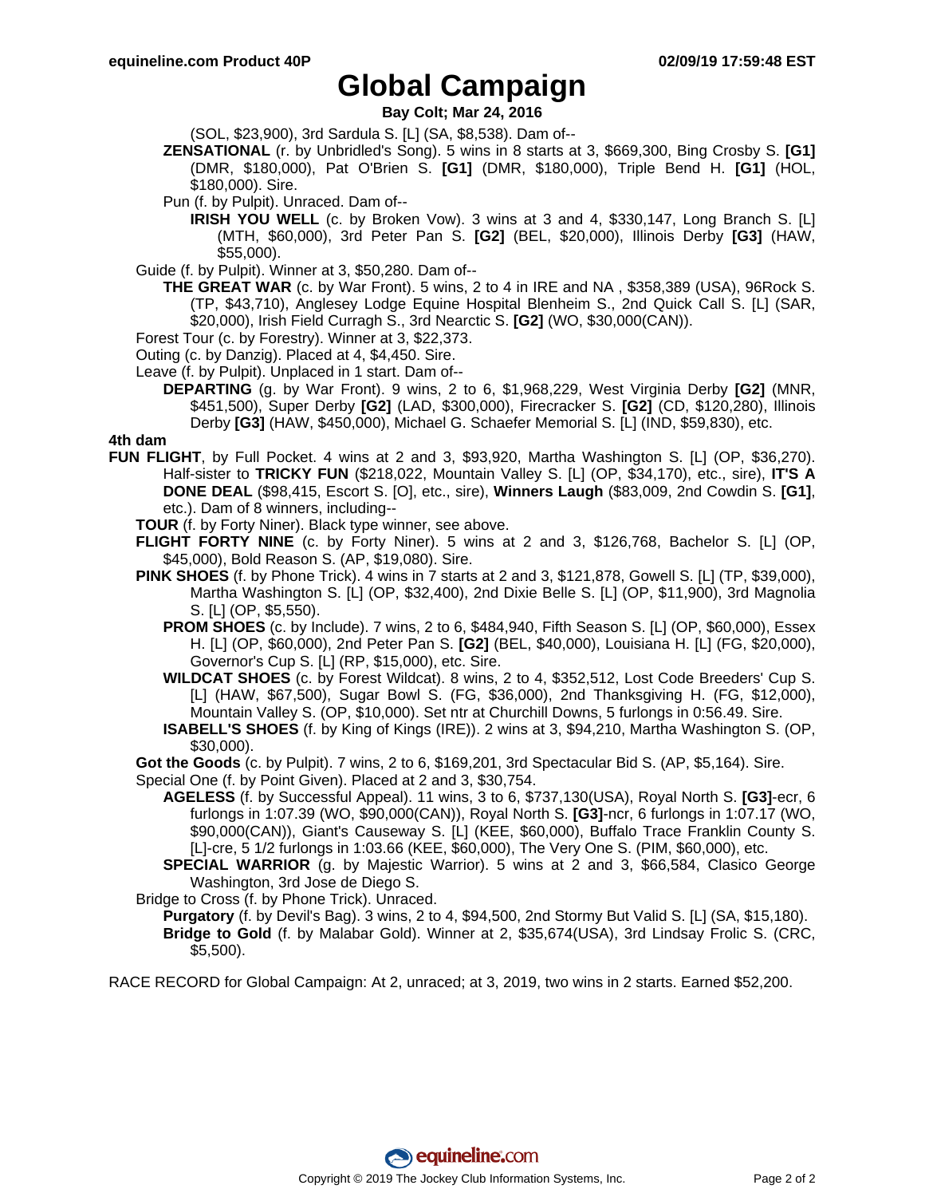# Global Campaign

**Bay Colt; Mar 24, 2016**

(SOL, $23,900), 3rd Sardula S. [L] (SA, $8,538). Dam of--

**ZENSATIONAL** (r. by Unbridled's Song). 5 wins in 8 starts at 3, $669,300, Bing Crosby S. **[G1]** (DMR, $180,000), Pat O'Brien S. **[G1]** (DMR, $180,000), Triple Bend H. **[G1]** (HOL, $180,000). Sire.

Pun (f. by Pulpit). Unraced. Dam of--

**IRISH YOU WELL** (c. by Broken Vow). 3 wins at 3 and 4, $330,147, Long Branch S. [L] (MTH, $60,000), 3rd Peter Pan S. **[G2]** (BEL, $20,000), Illinois Derby **[G3]** (HAW, $55,000).

Guide (f. by Pulpit). Winner at 3, $50,280. Dam of--

**THE GREAT WAR** (c. by War Front). 5 wins, 2 to 4 in IRE and NA , $358,389 (USA), 96Rock S. (TP, $43,710), Anglesey Lodge Equine Hospital Blenheim S., 2nd Quick Call S. [L] (SAR, $20,000), Irish Field Curragh S., 3rd Nearctic S. **[G2]** (WO, $30,000(CAN)).

Forest Tour (c. by Forestry). Winner at 3, $22,373.

Outing (c. by Danzig). Placed at 4, $4,450. Sire.

Leave (f. by Pulpit). Unplaced in 1 start. Dam of--

**DEPARTING** (g. by War Front). 9 wins, 2 to 6, $1,968,229, West Virginia Derby **[G2]** (MNR, $451,500), Super Derby **[G2]** (LAD, $300,000), Firecracker S. **[G2]** (CD, $120,280), Illinois Derby **[G3]** (HAW, $450,000), Michael G. Schaefer Memorial S. [L] (IND, $59,830), etc.

**4th dam**

**FUN FLIGHT**, by Full Pocket. 4 wins at 2 and 3, $93,920, Martha Washington S. [L] (OP, $36,270). Half-sister to **TRICKY FUN** ($218,022, Mountain Valley S. [L] (OP, $34,170), etc., sire), **IT'S A DONE DEAL** ($98,415, Escort S. [O], etc., sire), **Winners Laugh** ($83,009, 2nd Cowdin S. **[G1]**, etc.). Dam of 8 winners, including--

**TOUR** (f. by Forty Niner). Black type winner, see above.

**FLIGHT FORTY NINE** (c. by Forty Niner). 5 wins at 2 and 3, $126,768, Bachelor S. [L] (OP, $45,000), Bold Reason S. (AP, $19,080). Sire.

**PINK SHOES** (f. by Phone Trick). 4 wins in 7 starts at 2 and 3, $121,878, Gowell S. [L] (TP, $39,000), Martha Washington S. [L] (OP, $32,400), 2nd Dixie Belle S. [L] (OP, $11,900), 3rd Magnolia S. [L] (OP, $5,550).

**PROM SHOES** (c. by Include). 7 wins, 2 to 6, $484,940, Fifth Season S. [L] (OP, $60,000), Essex H. [L] (OP, $60,000), 2nd Peter Pan S. **[G2]** (BEL, $40,000), Louisiana H. [L] (FG, $20,000), Governor's Cup S. [L] (RP, $15,000), etc. Sire.

**WILDCAT SHOES** (c. by Forest Wildcat). 8 wins, 2 to 4, $352,512, Lost Code Breeders' Cup S. [L] (HAW, $67,500), Sugar Bowl S. (FG, $36,000), 2nd Thanksgiving H. (FG, $12,000), Mountain Valley S. (OP, $10,000). Set ntr at Churchill Downs, 5 furlongs in 0:56.49. Sire.

**ISABELL'S SHOES** (f. by King of Kings (IRE)). 2 wins at 3, $94,210, Martha Washington S. (OP, $30,000).

**Got the Goods** (c. by Pulpit). 7 wins, 2 to 6, $169,201, 3rd Spectacular Bid S. (AP, $5,164). Sire.

Special One (f. by Point Given). Placed at 2 and 3, $30,754.

**AGELESS** (f. by Successful Appeal). 11 wins, 3 to 6, $737,130(USA), Royal North S. **[G3]**-ecr, 6 furlongs in 1:07.39 (WO, $90,000(CAN)), Royal North S. **[G3]**-ncr, 6 furlongs in 1:07.17 (WO, $90,000(CAN)), Giant's Causeway S. [L] (KEE, $60,000), Buffalo Trace Franklin County S. [L]-cre, 5 1/2 furlongs in 1:03.66 (KEE, $60,000), The Very One S. (PIM, $60,000), etc.

**SPECIAL WARRIOR** (g. by Majestic Warrior). 5 wins at 2 and 3, $66,584, Clasico George Washington, 3rd Jose de Diego S.

Bridge to Cross (f. by Phone Trick). Unraced.

**Purgatory** (f. by Devil's Bag). 3 wins, 2 to 4, $94,500, 2nd Stormy But Valid S. [L] (SA, $15,180).

**Bridge to Gold** (f. by Malabar Gold). Winner at 2, $35,674(USA), 3rd Lindsay Frolic S. (CRC, $5,500).

RACE RECORD for Global Campaign: At 2, unraced; at 3, 2019, two wins in 2 starts. Earned $52,200.